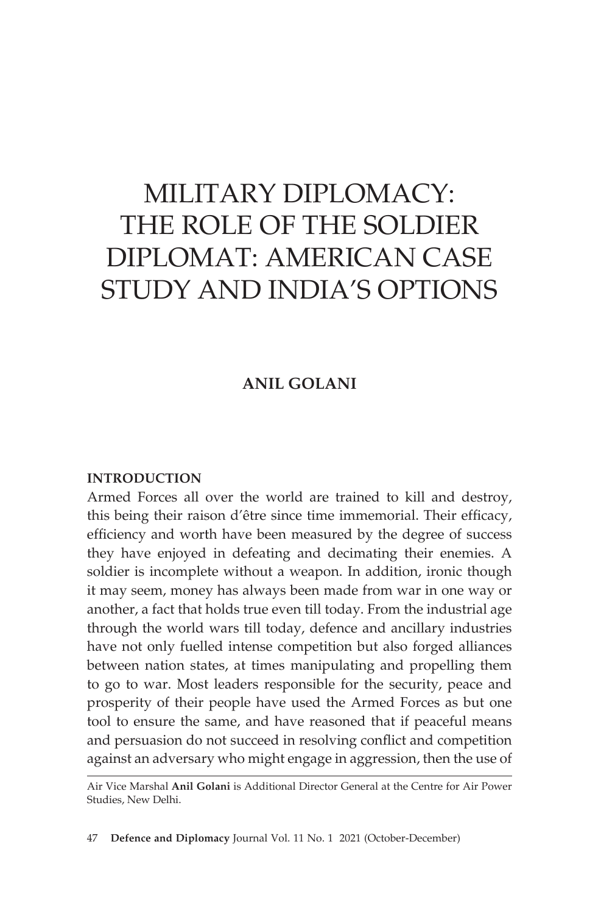# MILITARY DIPLOMACY: THE ROLE OF THE SOLDIER DIPLOMAT: AMERICAN CASE STUDY AND INDIA'S OPTIONS

**ANIL GOLANI**

## INTRODUCTION

Armed Forces all over the world are trained to kill and destroy, this being their raison d'être since time immemorial. Their efficacy, efficiency and worth have been measured by the degree of success they have enjoyed in defeating and decimating their enemies. A soldier is incomplete without a weapon. In addition, ironic though it may seem, money has always been made from war in one way or another, a fact that holds true even till today. From the industrial age through the world wars till today, defence and ancillary industries have not only fuelled intense competition but also forged alliances between nation states, at times manipulating and propelling them to go to war. Most leaders responsible for the security, peace and prosperity of their people have used the Armed Forces as but one tool to ensure the same, and have reasoned that if peaceful means and persuasion do not succeed in resolving conflict and competition against an adversary who might engage in aggression, then the use of

---

Air Vice Marshal **Anil Golani** is Additional Director General at the Centre for Air Power Studies, New Delhi.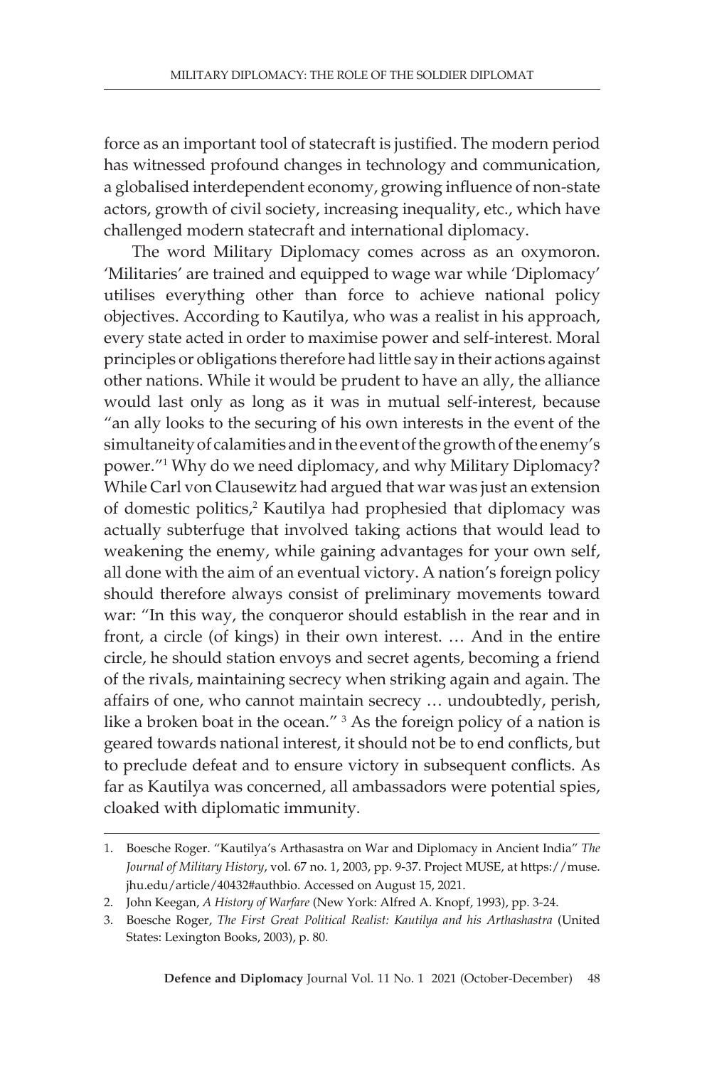force as an important tool of statecraft is justified. The modern period has witnessed profound changes in technology and communication, a globalised interdependent economy, growing influence of non-state actors, growth of civil society, increasing inequality, etc., which have challenged modern statecraft and international diplomacy.

The word Military Diplomacy comes across as an oxymoron. 'Militaries' are trained and equipped to wage war while 'Diplomacy' utilises everything other than force to achieve national policy objectives. According to Kautilya, who was a realist in his approach, every state acted in order to maximise power and self-interest. Moral principles or obligations therefore had little say in their actions against other nations. While it would be prudent to have an ally, the alliance would last only as long as it was in mutual self-interest, because "an ally looks to the securing of his own interests in the event of the simultaneity of calamities and in the event of the growth of the enemy's power."[1] Why do we need diplomacy, and why Military Diplomacy? While Carl von Clausewitz had argued that war was just an extension of domestic politics,[2] Kautilya had prophesied that diplomacy was actually subterfuge that involved taking actions that would lead to weakening the enemy, while gaining advantages for your own self, all done with the aim of an eventual victory. A nation's foreign policy should therefore always consist of preliminary movements toward war: "In this way, the conqueror should establish in the rear and in front, a circle (of kings) in their own interest. … And in the entire circle, he should station envoys and secret agents, becoming a friend of the rivals, maintaining secrecy when striking again and again. The affairs of one, who cannot maintain secrecy … undoubtedly, perish, like a broken boat in the ocean." [3] As the foreign policy of a nation is geared towards national interest, it should not be to end conflicts, but to preclude defeat and to ensure victory in subsequent conflicts. As far as Kautilya was concerned, all ambassadors were potential spies, cloaked with diplomatic immunity.

---

1. Boesche Roger. "Kautilya's Arthasastra on War and Diplomacy in Ancient India" *The Journal of Military History*, vol. 67 no. 1, 2003, pp. 9-37. Project MUSE, at https://muse.jhu.edu/article/40432#authbio. Accessed on August 15, 2021.
2. John Keegan, *A History of Warfare* (New York: Alfred A. Knopf, 1993), pp. 3-24.
3. Boesche Roger, *The First Great Political Realist: Kautilya and his Arthashastra* (United States: Lexington Books, 2003), p. 80.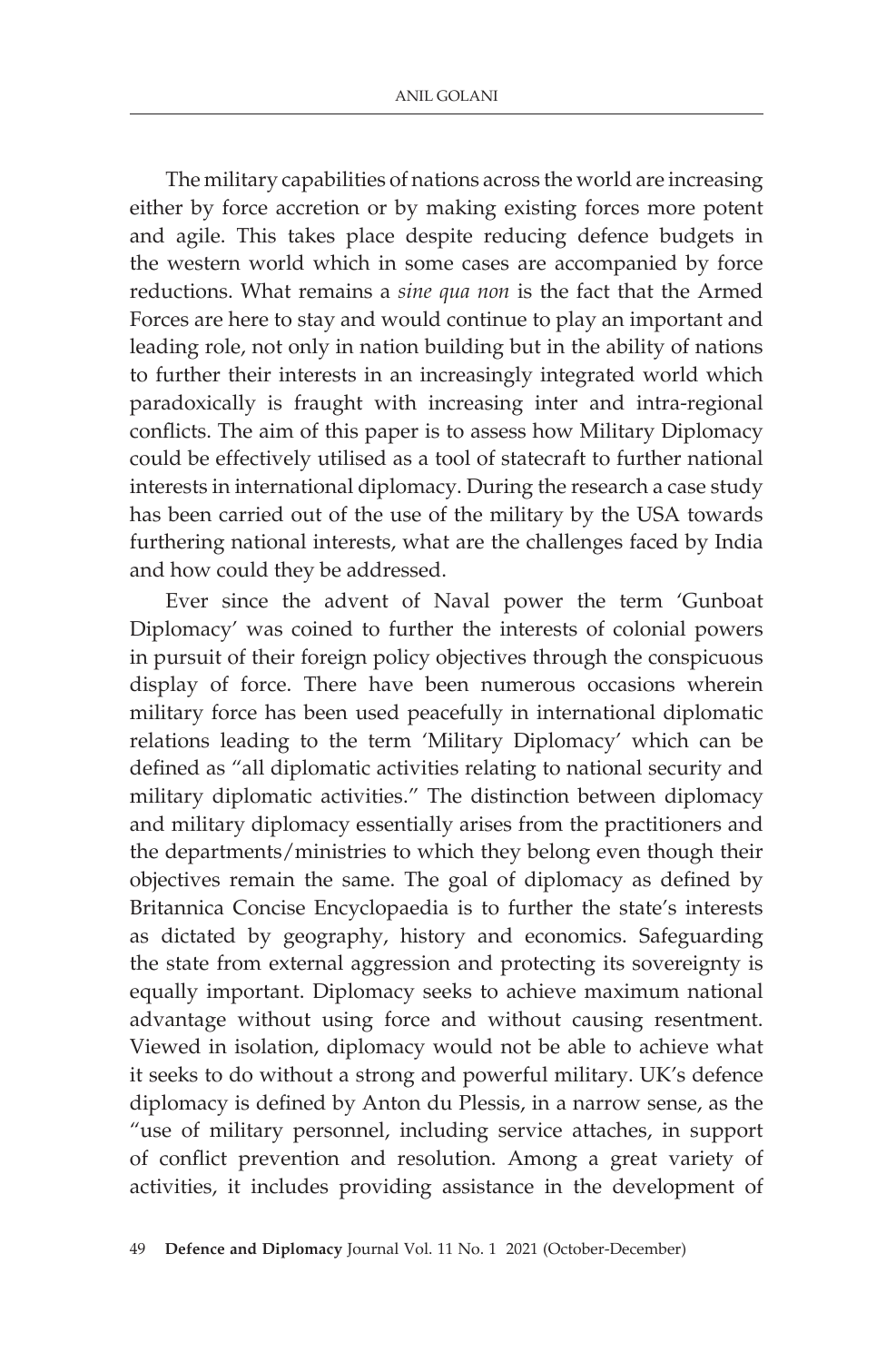The military capabilities of nations across the world are increasing either by force accretion or by making existing forces more potent and agile. This takes place despite reducing defence budgets in the western world which in some cases are accompanied by force reductions. What remains a *sine qua non* is the fact that the Armed Forces are here to stay and would continue to play an important and leading role, not only in nation building but in the ability of nations to further their interests in an increasingly integrated world which paradoxically is fraught with increasing inter and intra-regional conflicts. The aim of this paper is to assess how Military Diplomacy could be effectively utilised as a tool of statecraft to further national interests in international diplomacy. During the research a case study has been carried out of the use of the military by the USA towards furthering national interests, what are the challenges faced by India and how could they be addressed.

Ever since the advent of Naval power the term 'Gunboat Diplomacy' was coined to further the interests of colonial powers in pursuit of their foreign policy objectives through the conspicuous display of force. There have been numerous occasions wherein military force has been used peacefully in international diplomatic relations leading to the term 'Military Diplomacy' which can be defined as "all diplomatic activities relating to national security and military diplomatic activities." The distinction between diplomacy and military diplomacy essentially arises from the practitioners and the departments/ministries to which they belong even though their objectives remain the same. The goal of diplomacy as defined by Britannica Concise Encyclopaedia is to further the state's interests as dictated by geography, history and economics. Safeguarding the state from external aggression and protecting its sovereignty is equally important. Diplomacy seeks to achieve maximum national advantage without using force and without causing resentment. Viewed in isolation, diplomacy would not be able to achieve what it seeks to do without a strong and powerful military. UK's defence diplomacy is defined by Anton du Plessis, in a narrow sense, as the "use of military personnel, including service attaches, in support of conflict prevention and resolution. Among a great variety of activities, it includes providing assistance in the development of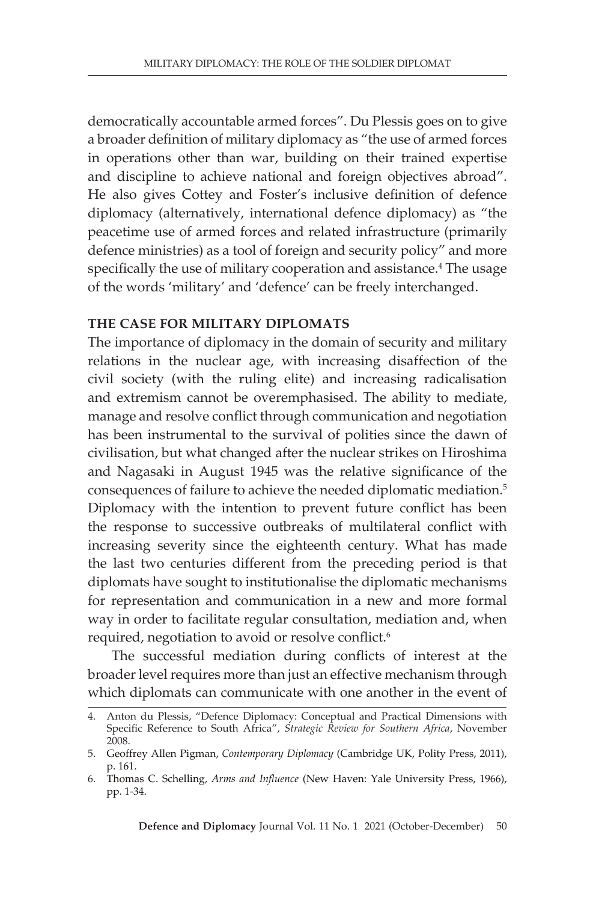democratically accountable armed forces". Du Plessis goes on to give a broader definition of military diplomacy as "the use of armed forces in operations other than war, building on their trained expertise and discipline to achieve national and foreign objectives abroad". He also gives Cottey and Foster's inclusive definition of defence diplomacy (alternatively, international defence diplomacy) as "the peacetime use of armed forces and related infrastructure (primarily defence ministries) as a tool of foreign and security policy" and more specifically the use of military cooperation and assistance.[4] The usage of the words 'military' and 'defence' can be freely interchanged.

## THE CASE FOR MILITARY DIPLOMATS

The importance of diplomacy in the domain of security and military relations in the nuclear age, with increasing disaffection of the civil society (with the ruling elite) and increasing radicalisation and extremism cannot be overemphasised. The ability to mediate, manage and resolve conflict through communication and negotiation has been instrumental to the survival of polities since the dawn of civilisation, but what changed after the nuclear strikes on Hiroshima and Nagasaki in August 1945 was the relative significance of the consequences of failure to achieve the needed diplomatic mediation.[5] Diplomacy with the intention to prevent future conflict has been the response to successive outbreaks of multilateral conflict with increasing severity since the eighteenth century. What has made the last two centuries different from the preceding period is that diplomats have sought to institutionalise the diplomatic mechanisms for representation and communication in a new and more formal way in order to facilitate regular consultation, mediation and, when required, negotiation to avoid or resolve conflict.[6]

The successful mediation during conflicts of interest at the broader level requires more than just an effective mechanism through which diplomats can communicate with one another in the event of

4. Anton du Plessis, "Defence Diplomacy: Conceptual and Practical Dimensions with Specific Reference to South Africa", *Strategic Review for Southern Africa*, November 2008.
5. Geoffrey Allen Pigman, *Contemporary Diplomacy* (Cambridge UK, Polity Press, 2011), p. 161.
6. Thomas C. Schelling, *Arms and Influence* (New Haven: Yale University Press, 1966), pp. 1-34.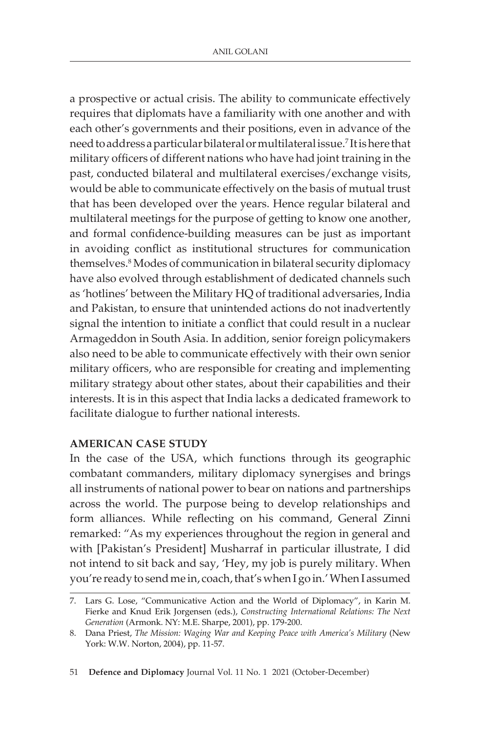a prospective or actual crisis. The ability to communicate effectively requires that diplomats have a familiarity with one another and with each other's governments and their positions, even in advance of the need to address a particular bilateral or multilateral issue.[7] It is here that military officers of different nations who have had joint training in the past, conducted bilateral and multilateral exercises/exchange visits, would be able to communicate effectively on the basis of mutual trust that has been developed over the years. Hence regular bilateral and multilateral meetings for the purpose of getting to know one another, and formal confidence-building measures can be just as important in avoiding conflict as institutional structures for communication themselves.[8] Modes of communication in bilateral security diplomacy have also evolved through establishment of dedicated channels such as 'hotlines' between the Military HQ of traditional adversaries, India and Pakistan, to ensure that unintended actions do not inadvertently signal the intention to initiate a conflict that could result in a nuclear Armageddon in South Asia. In addition, senior foreign policymakers also need to be able to communicate effectively with their own senior military officers, who are responsible for creating and implementing military strategy about other states, about their capabilities and their interests. It is in this aspect that India lacks a dedicated framework to facilitate dialogue to further national interests.

**AMERICAN CASE STUDY**

In the case of the USA, which functions through its geographic combatant commanders, military diplomacy synergises and brings all instruments of national power to bear on nations and partnerships across the world. The purpose being to develop relationships and form alliances. While reflecting on his command, General Zinni remarked: "As my experiences throughout the region in general and with [Pakistan's President] Musharraf in particular illustrate, I did not intend to sit back and say, 'Hey, my job is purely military. When you're ready to send me in, coach, that's when I go in.' When I assumed

---

7. Lars G. Lose, "Communicative Action and the World of Diplomacy", in Karin M. Fierke and Knud Erik Jorgensen (eds.), *Constructing International Relations: The Next Generation* (Armonk. NY: M.E. Sharpe, 2001), pp. 179-200.
8. Dana Priest, *The Mission: Waging War and Keeping Peace with America's Military* (New York: W.W. Norton, 2004), pp. 11-57.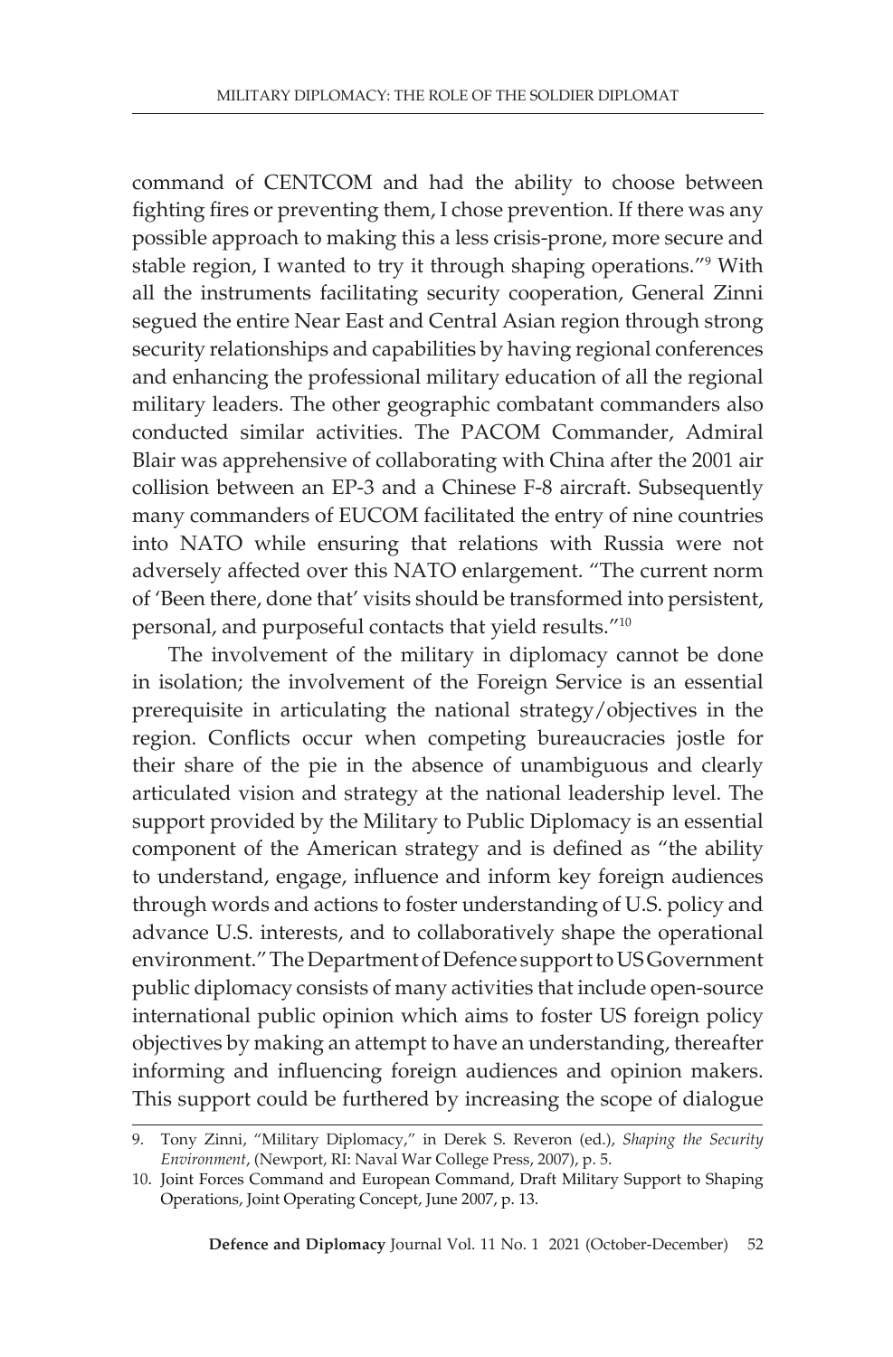command of CENTCOM and had the ability to choose between fighting fires or preventing them, I chose prevention. If there was any possible approach to making this a less crisis-prone, more secure and stable region, I wanted to try it through shaping operations."[9] With all the instruments facilitating security cooperation, General Zinni segued the entire Near East and Central Asian region through strong security relationships and capabilities by having regional conferences and enhancing the professional military education of all the regional military leaders. The other geographic combatant commanders also conducted similar activities. The PACOM Commander, Admiral Blair was apprehensive of collaborating with China after the 2001 air collision between an EP-3 and a Chinese F-8 aircraft. Subsequently many commanders of EUCOM facilitated the entry of nine countries into NATO while ensuring that relations with Russia were not adversely affected over this NATO enlargement. "The current norm of 'Been there, done that' visits should be transformed into persistent, personal, and purposeful contacts that yield results."[10]

The involvement of the military in diplomacy cannot be done in isolation; the involvement of the Foreign Service is an essential prerequisite in articulating the national strategy/objectives in the region. Conflicts occur when competing bureaucracies jostle for their share of the pie in the absence of unambiguous and clearly articulated vision and strategy at the national leadership level. The support provided by the Military to Public Diplomacy is an essential component of the American strategy and is defined as "the ability to understand, engage, influence and inform key foreign audiences through words and actions to foster understanding of U.S. policy and advance U.S. interests, and to collaboratively shape the operational environment." The Department of Defence support to US Government public diplomacy consists of many activities that include open-source international public opinion which aims to foster US foreign policy objectives by making an attempt to have an understanding, thereafter informing and influencing foreign audiences and opinion makers. This support could be furthered by increasing the scope of dialogue

---

9. Tony Zinni, "Military Diplomacy," in Derek S. Reveron (ed.), *Shaping the Security Environment*, (Newport, RI: Naval War College Press, 2007), p. 5.
10. Joint Forces Command and European Command, Draft Military Support to Shaping Operations, Joint Operating Concept, June 2007, p. 13.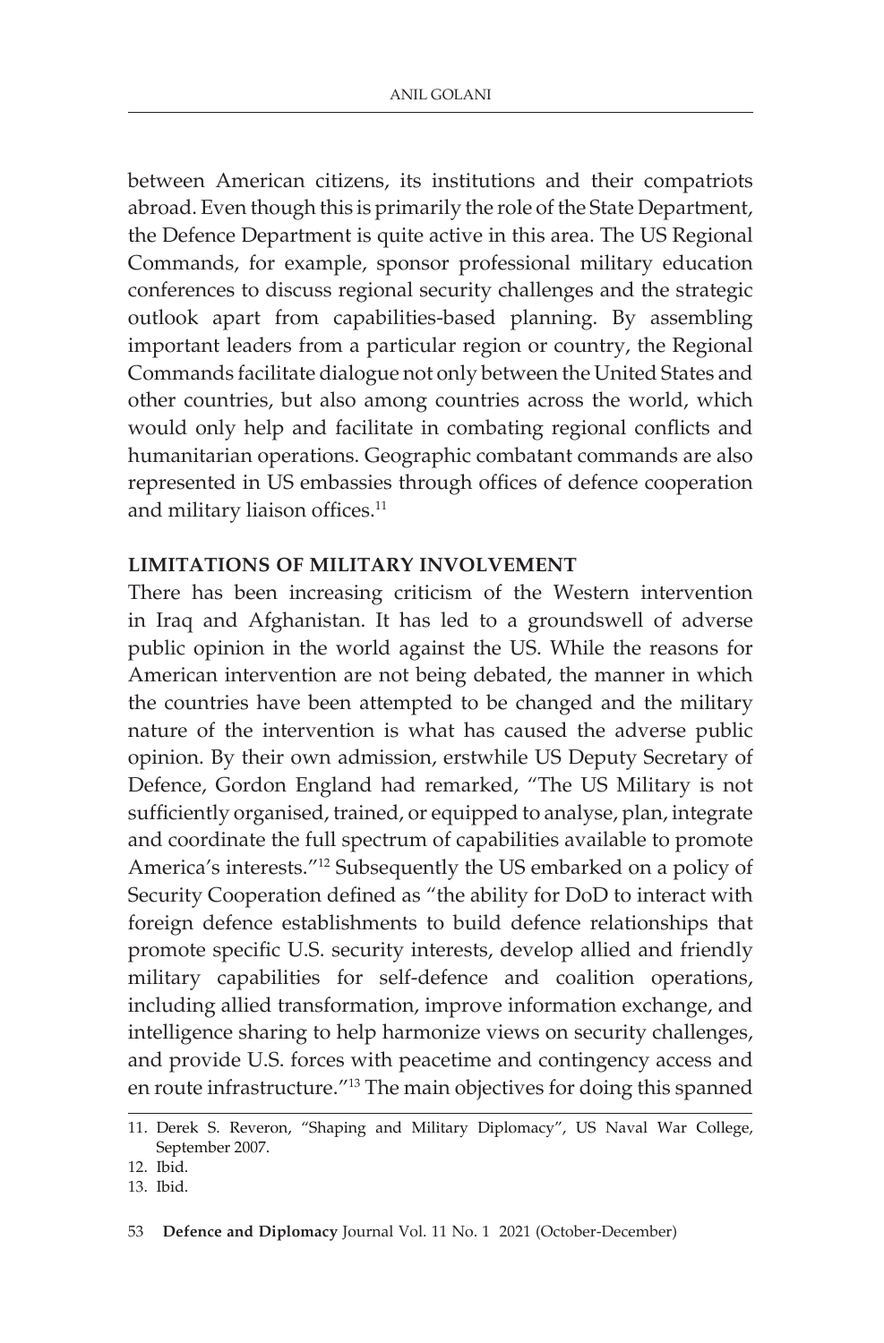between American citizens, its institutions and their compatriots abroad. Even though this is primarily the role of the State Department, the Defence Department is quite active in this area. The US Regional Commands, for example, sponsor professional military education conferences to discuss regional security challenges and the strategic outlook apart from capabilities-based planning. By assembling important leaders from a particular region or country, the Regional Commands facilitate dialogue not only between the United States and other countries, but also among countries across the world, which would only help and facilitate in combating regional conflicts and humanitarian operations. Geographic combatant commands are also represented in US embassies through offices of defence cooperation and military liaison offices.[11]

## LIMITATIONS OF MILITARY INVOLVEMENT

There has been increasing criticism of the Western intervention in Iraq and Afghanistan. It has led to a groundswell of adverse public opinion in the world against the US. While the reasons for American intervention are not being debated, the manner in which the countries have been attempted to be changed and the military nature of the intervention is what has caused the adverse public opinion. By their own admission, erstwhile US Deputy Secretary of Defence, Gordon England had remarked, "The US Military is not sufficiently organised, trained, or equipped to analyse, plan, integrate and coordinate the full spectrum of capabilities available to promote America's interests."[12] Subsequently the US embarked on a policy of Security Cooperation defined as "the ability for DoD to interact with foreign defence establishments to build defence relationships that promote specific U.S. security interests, develop allied and friendly military capabilities for self-defence and coalition operations, including allied transformation, improve information exchange, and intelligence sharing to help harmonize views on security challenges, and provide U.S. forces with peacetime and contingency access and en route infrastructure."[13] The main objectives for doing this spanned

11. Derek S. Reveron, "Shaping and Military Diplomacy", US Naval War College, September 2007.
12. Ibid.
13. Ibid.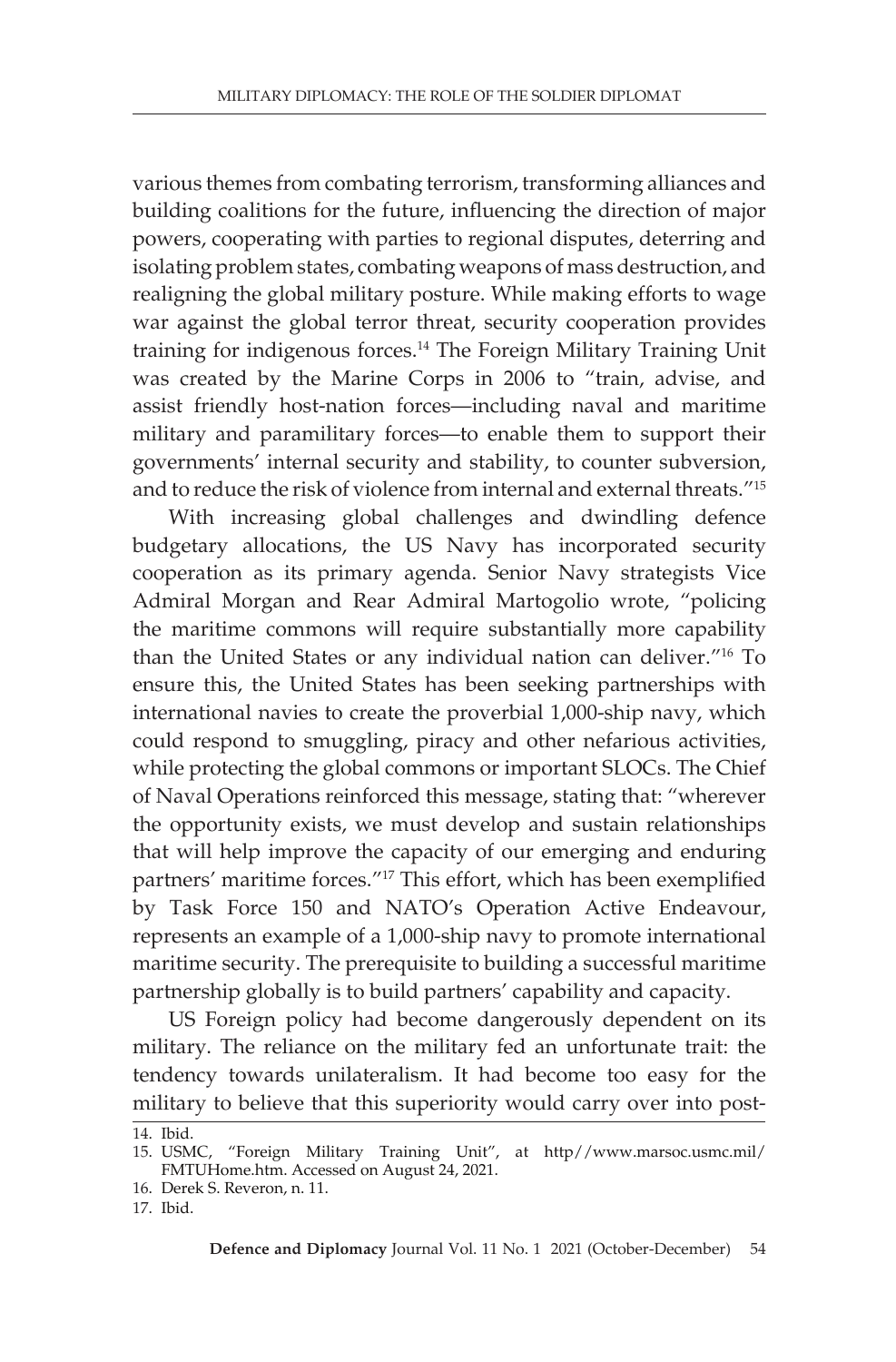various themes from combating terrorism, transforming alliances and building coalitions for the future, influencing the direction of major powers, cooperating with parties to regional disputes, deterring and isolating problem states, combating weapons of mass destruction, and realigning the global military posture. While making efforts to wage war against the global terror threat, security cooperation provides training for indigenous forces.[14] The Foreign Military Training Unit was created by the Marine Corps in 2006 to "train, advise, and assist friendly host-nation forces—including naval and maritime military and paramilitary forces—to enable them to support their governments' internal security and stability, to counter subversion, and to reduce the risk of violence from internal and external threats."[15]

With increasing global challenges and dwindling defence budgetary allocations, the US Navy has incorporated security cooperation as its primary agenda. Senior Navy strategists Vice Admiral Morgan and Rear Admiral Martogolio wrote, "policing the maritime commons will require substantially more capability than the United States or any individual nation can deliver."[16] To ensure this, the United States has been seeking partnerships with international navies to create the proverbial 1,000-ship navy, which could respond to smuggling, piracy and other nefarious activities, while protecting the global commons or important SLOCs. The Chief of Naval Operations reinforced this message, stating that: "wherever the opportunity exists, we must develop and sustain relationships that will help improve the capacity of our emerging and enduring partners' maritime forces."[17] This effort, which has been exemplified by Task Force 150 and NATO's Operation Active Endeavour, represents an example of a 1,000-ship navy to promote international maritime security. The prerequisite to building a successful maritime partnership globally is to build partners' capability and capacity.

US Foreign policy had become dangerously dependent on its military. The reliance on the military fed an unfortunate trait: the tendency towards unilateralism. It had become too easy for the military to believe that this superiority would carry over into post-

14. Ibid.
15. USMC, "Foreign Military Training Unit", at http//www.marsoc.usmc.mil/FMTUHome.htm. Accessed on August 24, 2021.
16. Derek S. Reveron, n. 11.
17. Ibid.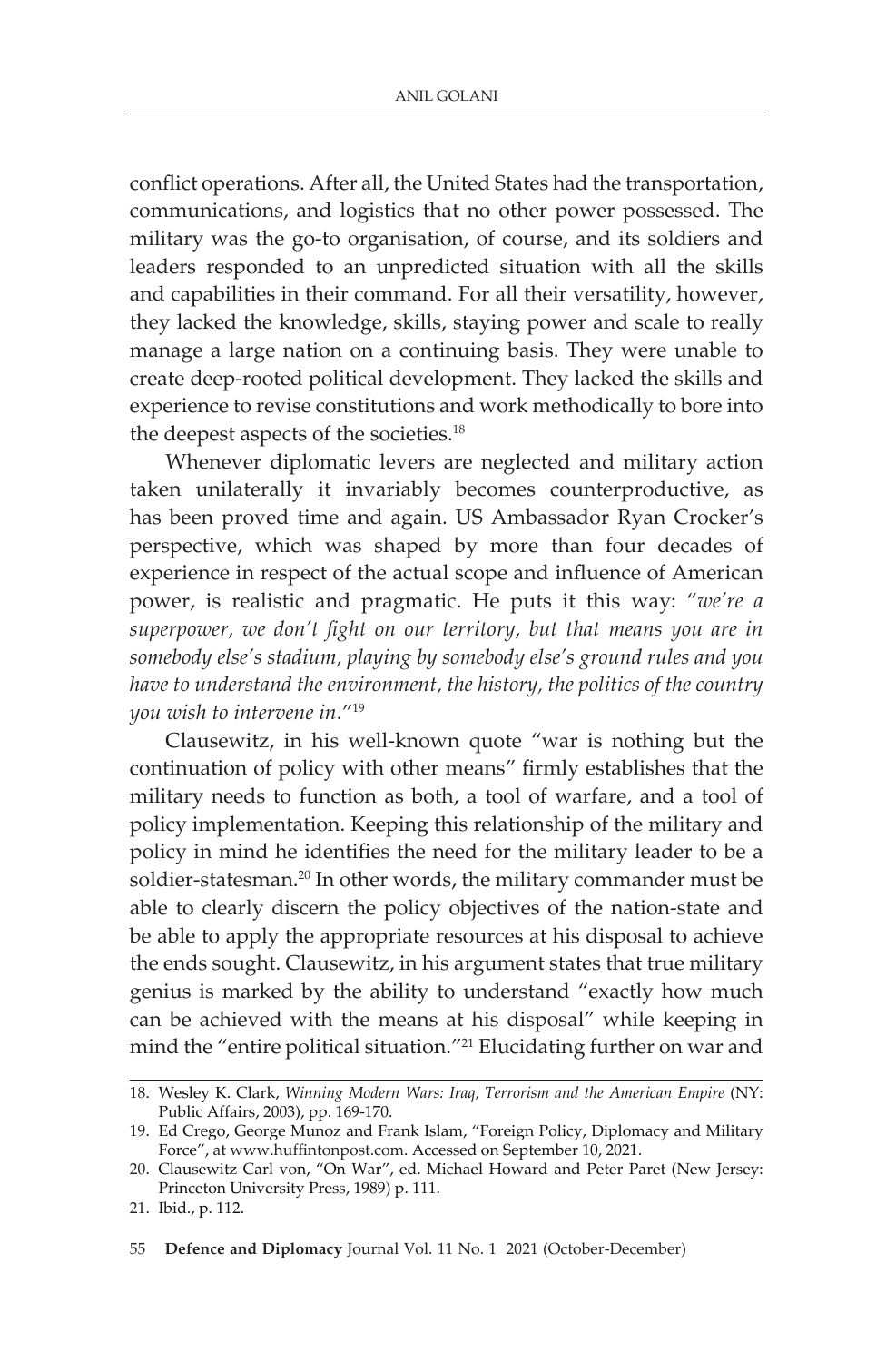conflict operations. After all, the United States had the transportation, communications, and logistics that no other power possessed. The military was the go-to organisation, of course, and its soldiers and leaders responded to an unpredicted situation with all the skills and capabilities in their command. For all their versatility, however, they lacked the knowledge, skills, staying power and scale to really manage a large nation on a continuing basis. They were unable to create deep-rooted political development. They lacked the skills and experience to revise constitutions and work methodically to bore into the deepest aspects of the societies.[18]

Whenever diplomatic levers are neglected and military action taken unilaterally it invariably becomes counterproductive, as has been proved time and again. US Ambassador Ryan Crocker's perspective, which was shaped by more than four decades of experience in respect of the actual scope and influence of American power, is realistic and pragmatic. He puts it this way: "*we're a superpower, we don't fight on our territory, but that means you are in somebody else's stadium, playing by somebody else's ground rules and you have to understand the environment, the history, the politics of the country you wish to intervene in*."[19]

Clausewitz, in his well-known quote "war is nothing but the continuation of policy with other means" firmly establishes that the military needs to function as both, a tool of warfare, and a tool of policy implementation. Keeping this relationship of the military and policy in mind he identifies the need for the military leader to be a soldier-statesman.[20] In other words, the military commander must be able to clearly discern the policy objectives of the nation-state and be able to apply the appropriate resources at his disposal to achieve the ends sought. Clausewitz, in his argument states that true military genius is marked by the ability to understand "exactly how much can be achieved with the means at his disposal" while keeping in mind the "entire political situation."[21] Elucidating further on war and

---

18. Wesley K. Clark, *Winning Modern Wars: Iraq, Terrorism and the American Empire* (NY: Public Affairs, 2003), pp. 169-170.
19. Ed Crego, George Munoz and Frank Islam, "Foreign Policy, Diplomacy and Military Force", at www.huffintonpost.com. Accessed on September 10, 2021.
20. Clausewitz Carl von, "On War", ed. Michael Howard and Peter Paret (New Jersey: Princeton University Press, 1989) p. 111.
21. Ibid., p. 112.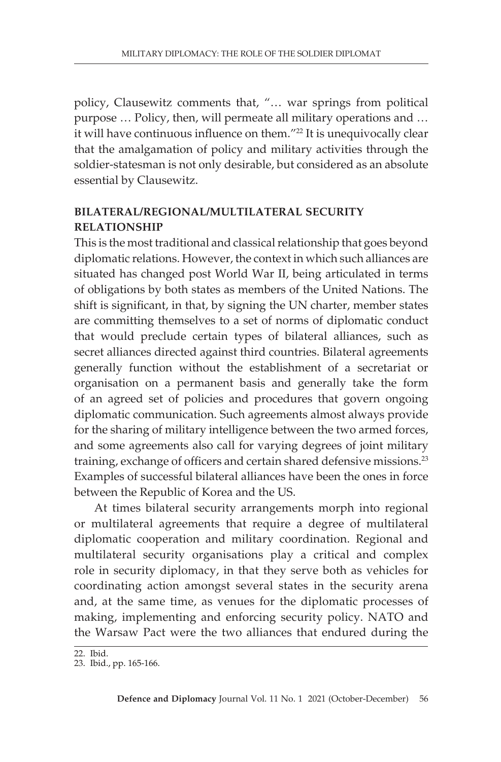policy, Clausewitz comments that, "… war springs from political purpose … Policy, then, will permeate all military operations and … it will have continuous influence on them."[22] It is unequivocally clear that the amalgamation of policy and military activities through the soldier-statesman is not only desirable, but considered as an absolute essential by Clausewitz.

## BILATERAL/REGIONAL/MULTILATERAL SECURITY RELATIONSHIP

This is the most traditional and classical relationship that goes beyond diplomatic relations. However, the context in which such alliances are situated has changed post World War II, being articulated in terms of obligations by both states as members of the United Nations. The shift is significant, in that, by signing the UN charter, member states are committing themselves to a set of norms of diplomatic conduct that would preclude certain types of bilateral alliances, such as secret alliances directed against third countries. Bilateral agreements generally function without the establishment of a secretariat or organisation on a permanent basis and generally take the form of an agreed set of policies and procedures that govern ongoing diplomatic communication. Such agreements almost always provide for the sharing of military intelligence between the two armed forces, and some agreements also call for varying degrees of joint military training, exchange of officers and certain shared defensive missions.[23] Examples of successful bilateral alliances have been the ones in force between the Republic of Korea and the US.

At times bilateral security arrangements morph into regional or multilateral agreements that require a degree of multilateral diplomatic cooperation and military coordination. Regional and multilateral security organisations play a critical and complex role in security diplomacy, in that they serve both as vehicles for coordinating action amongst several states in the security arena and, at the same time, as venues for the diplomatic processes of making, implementing and enforcing security policy. NATO and the Warsaw Pact were the two alliances that endured during the

22. Ibid.
23. Ibid., pp. 165-166.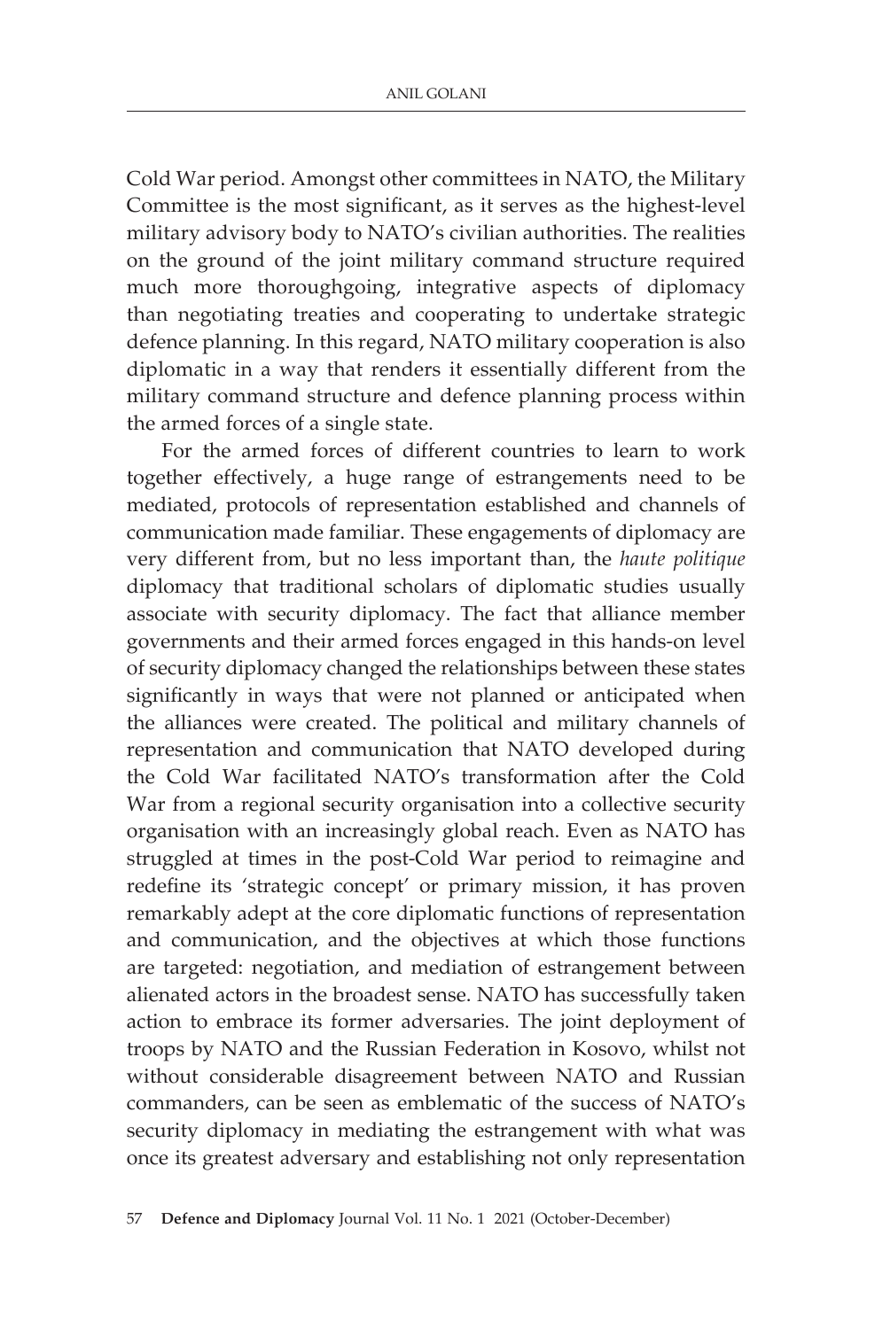Cold War period. Amongst other committees in NATO, the Military Committee is the most significant, as it serves as the highest-level military advisory body to NATO's civilian authorities. The realities on the ground of the joint military command structure required much more thoroughgoing, integrative aspects of diplomacy than negotiating treaties and cooperating to undertake strategic defence planning. In this regard, NATO military cooperation is also diplomatic in a way that renders it essentially different from the military command structure and defence planning process within the armed forces of a single state.

For the armed forces of different countries to learn to work together effectively, a huge range of estrangements need to be mediated, protocols of representation established and channels of communication made familiar. These engagements of diplomacy are very different from, but no less important than, the *haute politique* diplomacy that traditional scholars of diplomatic studies usually associate with security diplomacy. The fact that alliance member governments and their armed forces engaged in this hands-on level of security diplomacy changed the relationships between these states significantly in ways that were not planned or anticipated when the alliances were created. The political and military channels of representation and communication that NATO developed during the Cold War facilitated NATO's transformation after the Cold War from a regional security organisation into a collective security organisation with an increasingly global reach. Even as NATO has struggled at times in the post-Cold War period to reimagine and redefine its 'strategic concept' or primary mission, it has proven remarkably adept at the core diplomatic functions of representation and communication, and the objectives at which those functions are targeted: negotiation, and mediation of estrangement between alienated actors in the broadest sense. NATO has successfully taken action to embrace its former adversaries. The joint deployment of troops by NATO and the Russian Federation in Kosovo, whilst not without considerable disagreement between NATO and Russian commanders, can be seen as emblematic of the success of NATO's security diplomacy in mediating the estrangement with what was once its greatest adversary and establishing not only representation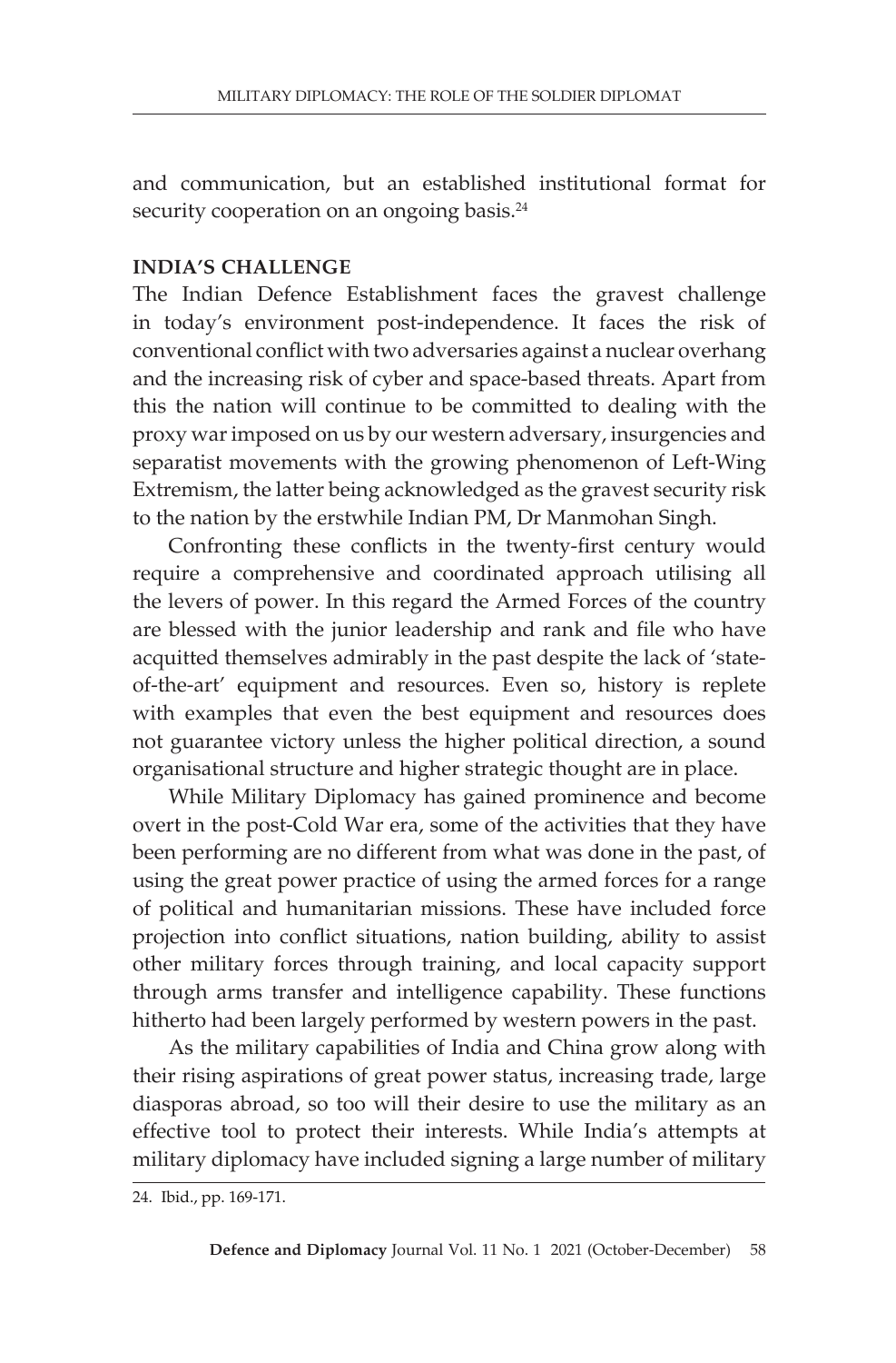and communication, but an established institutional format for security cooperation on an ongoing basis.[24]

## INDIA'S CHALLENGE

The Indian Defence Establishment faces the gravest challenge in today's environment post-independence. It faces the risk of conventional conflict with two adversaries against a nuclear overhang and the increasing risk of cyber and space-based threats. Apart from this the nation will continue to be committed to dealing with the proxy war imposed on us by our western adversary, insurgencies and separatist movements with the growing phenomenon of Left-Wing Extremism, the latter being acknowledged as the gravest security risk to the nation by the erstwhile Indian PM, Dr Manmohan Singh.

Confronting these conflicts in the twenty-first century would require a comprehensive and coordinated approach utilising all the levers of power. In this regard the Armed Forces of the country are blessed with the junior leadership and rank and file who have acquitted themselves admirably in the past despite the lack of 'state-of-the-art' equipment and resources. Even so, history is replete with examples that even the best equipment and resources does not guarantee victory unless the higher political direction, a sound organisational structure and higher strategic thought are in place.

While Military Diplomacy has gained prominence and become overt in the post-Cold War era, some of the activities that they have been performing are no different from what was done in the past, of using the great power practice of using the armed forces for a range of political and humanitarian missions. These have included force projection into conflict situations, nation building, ability to assist other military forces through training, and local capacity support through arms transfer and intelligence capability. These functions hitherto had been largely performed by western powers in the past.

As the military capabilities of India and China grow along with their rising aspirations of great power status, increasing trade, large diasporas abroad, so too will their desire to use the military as an effective tool to protect their interests. While India's attempts at military diplomacy have included signing a large number of military

24. Ibid., pp. 169-171.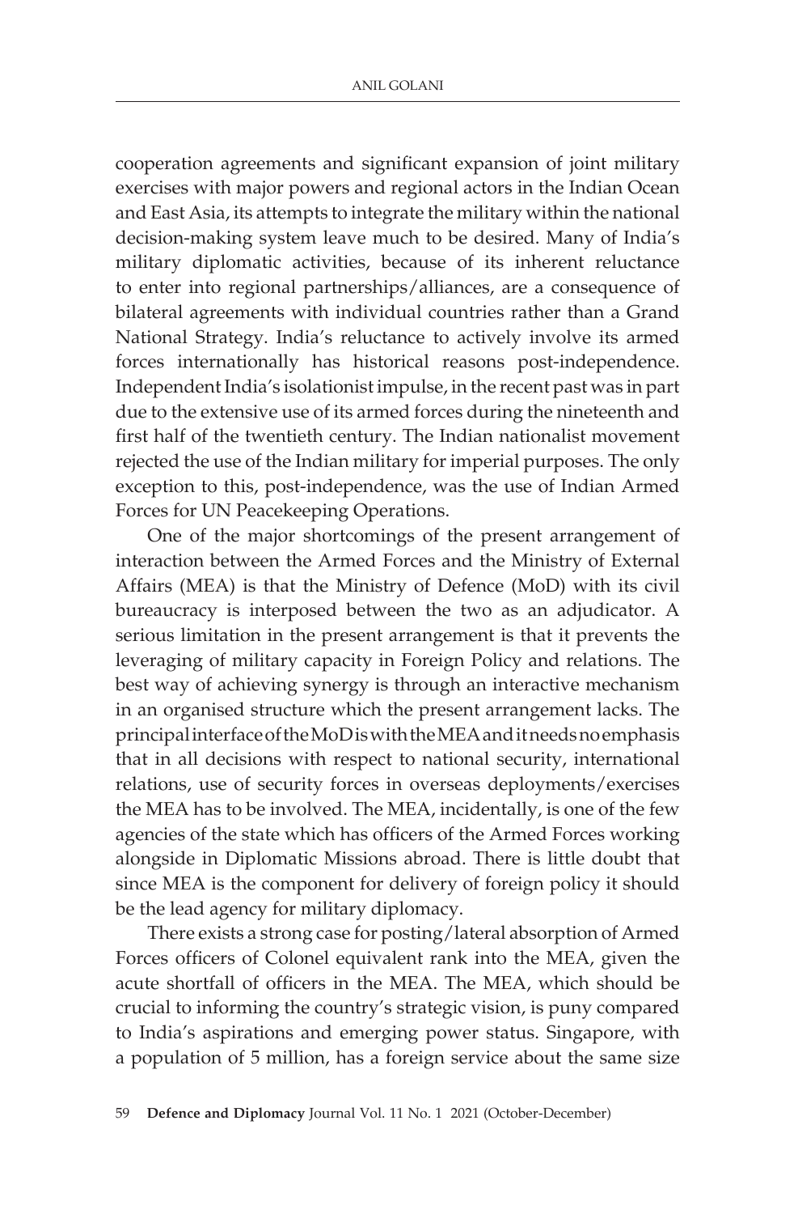cooperation agreements and significant expansion of joint military exercises with major powers and regional actors in the Indian Ocean and East Asia, its attempts to integrate the military within the national decision-making system leave much to be desired. Many of India's military diplomatic activities, because of its inherent reluctance to enter into regional partnerships/alliances, are a consequence of bilateral agreements with individual countries rather than a Grand National Strategy. India's reluctance to actively involve its armed forces internationally has historical reasons post-independence. Independent India's isolationist impulse, in the recent past was in part due to the extensive use of its armed forces during the nineteenth and first half of the twentieth century. The Indian nationalist movement rejected the use of the Indian military for imperial purposes. The only exception to this, post-independence, was the use of Indian Armed Forces for UN Peacekeeping Operations.

One of the major shortcomings of the present arrangement of interaction between the Armed Forces and the Ministry of External Affairs (MEA) is that the Ministry of Defence (MoD) with its civil bureaucracy is interposed between the two as an adjudicator. A serious limitation in the present arrangement is that it prevents the leveraging of military capacity in Foreign Policy and relations. The best way of achieving synergy is through an interactive mechanism in an organised structure which the present arrangement lacks. The principal interface of the MoD is with the MEA and it needs no emphasis that in all decisions with respect to national security, international relations, use of security forces in overseas deployments/exercises the MEA has to be involved. The MEA, incidentally, is one of the few agencies of the state which has officers of the Armed Forces working alongside in Diplomatic Missions abroad. There is little doubt that since MEA is the component for delivery of foreign policy it should be the lead agency for military diplomacy.

There exists a strong case for posting/lateral absorption of Armed Forces officers of Colonel equivalent rank into the MEA, given the acute shortfall of officers in the MEA. The MEA, which should be crucial to informing the country's strategic vision, is puny compared to India's aspirations and emerging power status. Singapore, with a population of 5 million, has a foreign service about the same size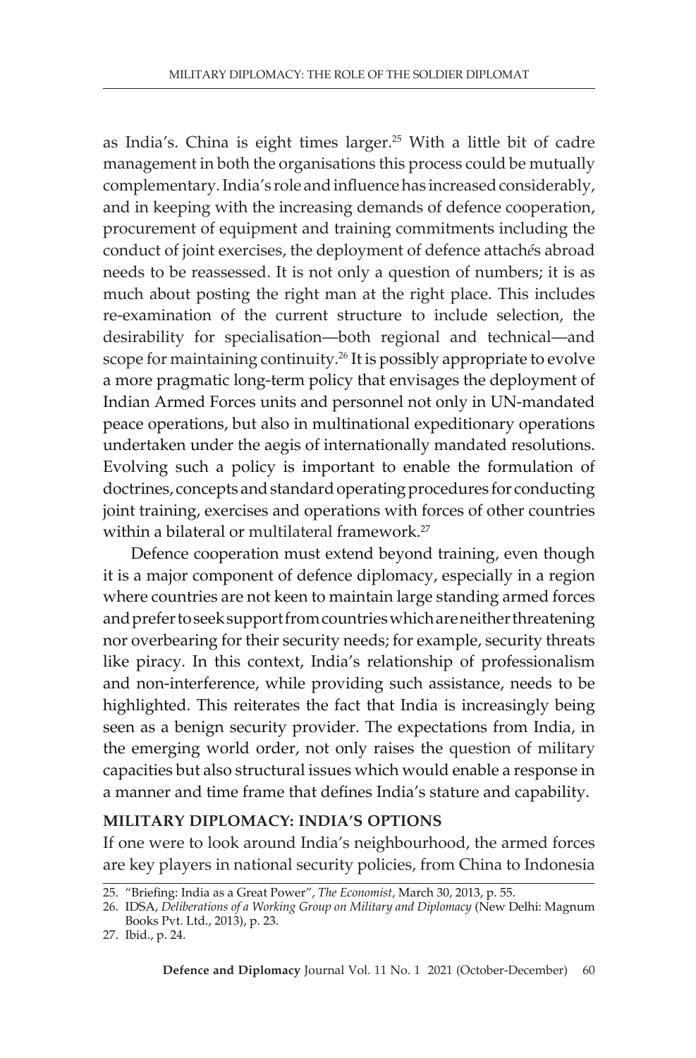as India's. China is eight times larger.[25] With a little bit of cadre management in both the organisations this process could be mutually complementary. India's role and influence has increased considerably, and in keeping with the increasing demands of defence cooperation, procurement of equipment and training commitments including the conduct of joint exercises, the deployment of defence attachés abroad needs to be reassessed. It is not only a question of numbers; it is as much about posting the right man at the right place. This includes re-examination of the current structure to include selection, the desirability for specialisation—both regional and technical—and scope for maintaining continuity.[26] It is possibly appropriate to evolve a more pragmatic long-term policy that envisages the deployment of Indian Armed Forces units and personnel not only in UN-mandated peace operations, but also in multinational expeditionary operations undertaken under the aegis of internationally mandated resolutions. Evolving such a policy is important to enable the formulation of doctrines, concepts and standard operating procedures for conducting joint training, exercises and operations with forces of other countries within a bilateral or multilateral framework.[27]

Defence cooperation must extend beyond training, even though it is a major component of defence diplomacy, especially in a region where countries are not keen to maintain large standing armed forces and prefer to seek support from countries which are neither threatening nor overbearing for their security needs; for example, security threats like piracy. In this context, India's relationship of professionalism and non-interference, while providing such assistance, needs to be highlighted. This reiterates the fact that India is increasingly being seen as a benign security provider. The expectations from India, in the emerging world order, not only raises the question of military capacities but also structural issues which would enable a response in a manner and time frame that defines India's stature and capability.

## MILITARY DIPLOMACY: INDIA'S OPTIONS

If one were to look around India's neighbourhood, the armed forces are key players in national security policies, from China to Indonesia

---

25. "Briefing: India as a Great Power", *The Economist*, March 30, 2013, p. 55.
26. IDSA, *Deliberations of a Working Group on Military and Diplomacy* (New Delhi: Magnum Books Pvt. Ltd., 2013), p. 23.
27. Ibid., p. 24.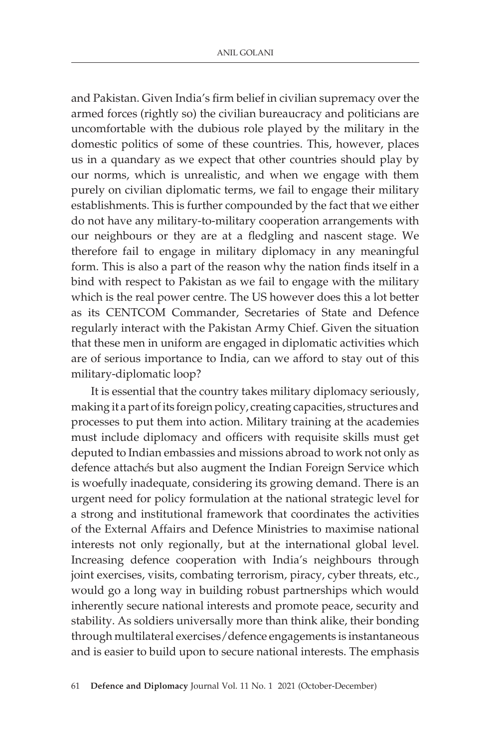and Pakistan. Given India's firm belief in civilian supremacy over the armed forces (rightly so) the civilian bureaucracy and politicians are uncomfortable with the dubious role played by the military in the domestic politics of some of these countries. This, however, places us in a quandary as we expect that other countries should play by our norms, which is unrealistic, and when we engage with them purely on civilian diplomatic terms, we fail to engage their military establishments. This is further compounded by the fact that we either do not have any military-to-military cooperation arrangements with our neighbours or they are at a fledgling and nascent stage. We therefore fail to engage in military diplomacy in any meaningful form. This is also a part of the reason why the nation finds itself in a bind with respect to Pakistan as we fail to engage with the military which is the real power centre. The US however does this a lot better as its CENTCOM Commander, Secretaries of State and Defence regularly interact with the Pakistan Army Chief. Given the situation that these men in uniform are engaged in diplomatic activities which are of serious importance to India, can we afford to stay out of this military-diplomatic loop?

It is essential that the country takes military diplomacy seriously, making it a part of its foreign policy, creating capacities, structures and processes to put them into action. Military training at the academies must include diplomacy and officers with requisite skills must get deputed to Indian embassies and missions abroad to work not only as defence attach*é*s but also augment the Indian Foreign Service which is woefully inadequate, considering its growing demand. There is an urgent need for policy formulation at the national strategic level for a strong and institutional framework that coordinates the activities of the External Affairs and Defence Ministries to maximise national interests not only regionally, but at the international global level. Increasing defence cooperation with India's neighbours through joint exercises, visits, combating terrorism, piracy, cyber threats, etc., would go a long way in building robust partnerships which would inherently secure national interests and promote peace, security and stability. As soldiers universally more than think alike, their bonding through multilateral exercises/defence engagements is instantaneous and is easier to build upon to secure national interests. The emphasis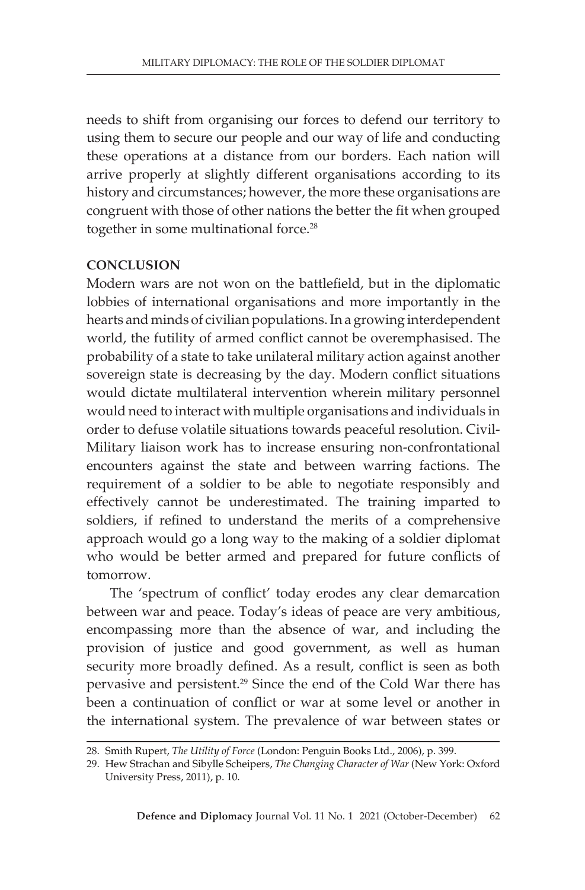needs to shift from organising our forces to defend our territory to using them to secure our people and our way of life and conducting these operations at a distance from our borders. Each nation will arrive properly at slightly different organisations according to its history and circumstances; however, the more these organisations are congruent with those of other nations the better the fit when grouped together in some multinational force.[28]

## CONCLUSION

Modern wars are not won on the battlefield, but in the diplomatic lobbies of international organisations and more importantly in the hearts and minds of civilian populations. In a growing interdependent world, the futility of armed conflict cannot be overemphasised. The probability of a state to take unilateral military action against another sovereign state is decreasing by the day. Modern conflict situations would dictate multilateral intervention wherein military personnel would need to interact with multiple organisations and individuals in order to defuse volatile situations towards peaceful resolution. Civil-Military liaison work has to increase ensuring non-confrontational encounters against the state and between warring factions. The requirement of a soldier to be able to negotiate responsibly and effectively cannot be underestimated. The training imparted to soldiers, if refined to understand the merits of a comprehensive approach would go a long way to the making of a soldier diplomat who would be better armed and prepared for future conflicts of tomorrow.

The 'spectrum of conflict' today erodes any clear demarcation between war and peace. Today's ideas of peace are very ambitious, encompassing more than the absence of war, and including the provision of justice and good government, as well as human security more broadly defined. As a result, conflict is seen as both pervasive and persistent.[29] Since the end of the Cold War there has been a continuation of conflict or war at some level or another in the international system. The prevalence of war between states or

28. Smith Rupert, *The Utility of Force* (London: Penguin Books Ltd., 2006), p. 399.

29. Hew Strachan and Sibylle Scheipers, *The Changing Character of War* (New York: Oxford University Press, 2011), p. 10.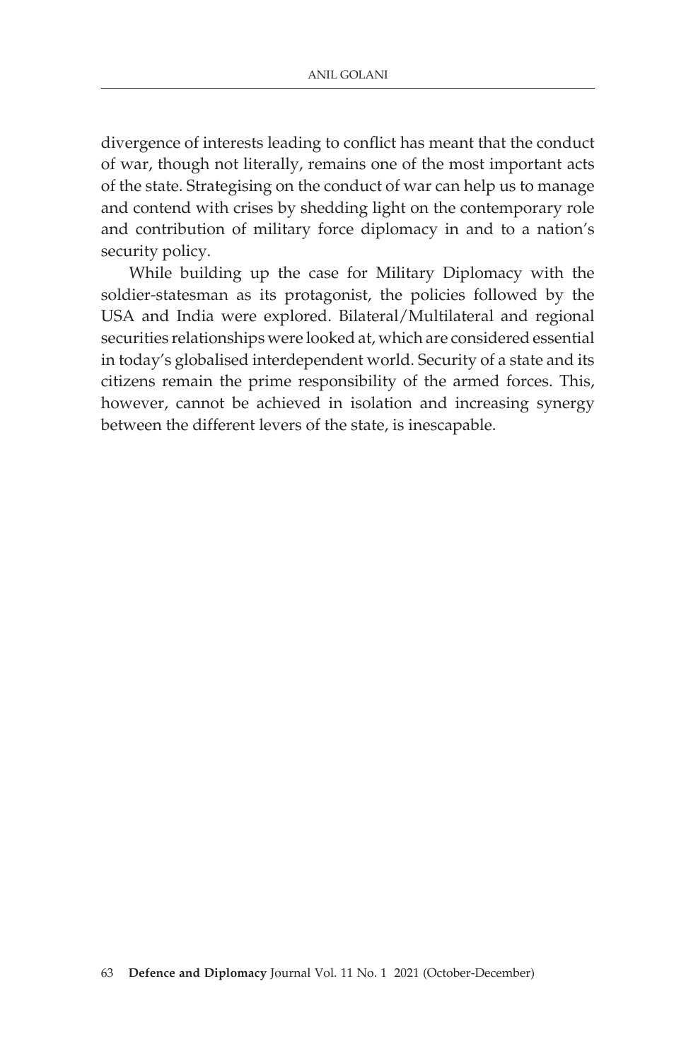divergence of interests leading to conflict has meant that the conduct of war, though not literally, remains one of the most important acts of the state. Strategising on the conduct of war can help us to manage and contend with crises by shedding light on the contemporary role and contribution of military force diplomacy in and to a nation's security policy.

While building up the case for Military Diplomacy with the soldier-statesman as its protagonist, the policies followed by the USA and India were explored. Bilateral/Multilateral and regional securities relationships were looked at, which are considered essential in today's globalised interdependent world. Security of a state and its citizens remain the prime responsibility of the armed forces. This, however, cannot be achieved in isolation and increasing synergy between the different levers of the state, is inescapable.